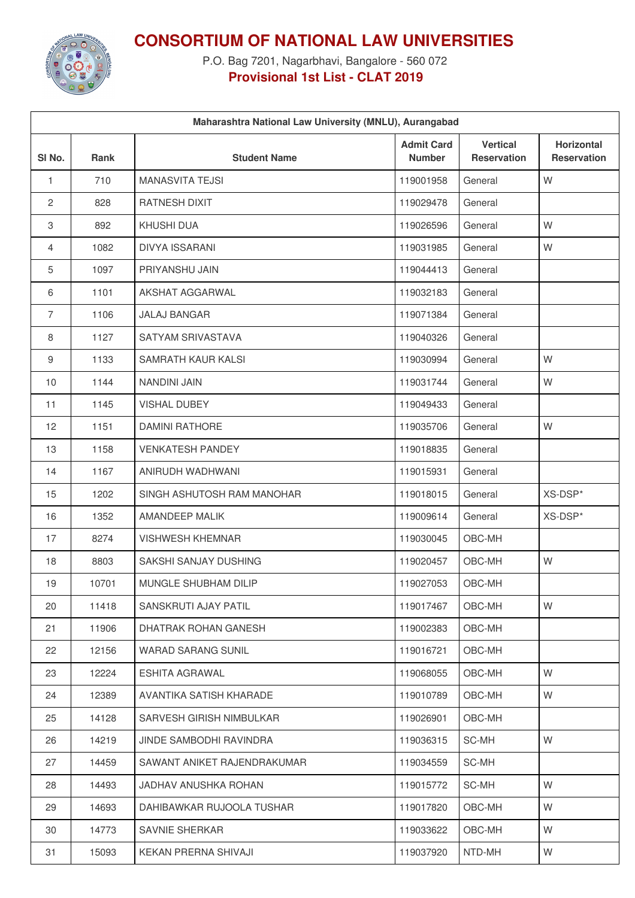# CONSORTIUM OF NATIONAL LAW UNIVERSITIES

P.O. Bag 7201, Nagarbhavi, Bangalore - 560 072

**Provisional 1st List - CLAT 2019**

| Maharashtra National Law University (MNLU), Aurangabad | | | | | |
|---|---|---|---|---|---|
| **Sl No.** | **Rank** | **Student Name** | **Admit Card Number** | **Vertical Reservation** | **Horizontal Reservation** |
| 1 | 710 | MANASVITA TEJSI | 119001958 | General | W |
| 2 | 828 | RATNESH DIXIT | 119029478 | General | |
| 3 | 892 | KHUSHI DUA | 119026596 | General | W |
| 4 | 1082 | DIVYA ISSARANI | 119031985 | General | W |
| 5 | 1097 | PRIYANSHU JAIN | 119044413 | General | |
| 6 | 1101 | AKSHAT AGGARWAL | 119032183 | General | |
| 7 | 1106 | JALAJ BANGAR | 119071384 | General | |
| 8 | 1127 | SATYAM SRIVASTAVA | 119040326 | General | |
| 9 | 1133 | SAMRATH KAUR KALSI | 119030994 | General | W |
| 10 | 1144 | NANDINI JAIN | 119031744 | General | W |
| 11 | 1145 | VISHAL DUBEY | 119049433 | General | |
| 12 | 1151 | DAMINI RATHORE | 119035706 | General | W |
| 13 | 1158 | VENKATESH PANDEY | 119018835 | General | |
| 14 | 1167 | ANIRUDH WADHWANI | 119015931 | General | |
| 15 | 1202 | SINGH ASHUTOSH RAM MANOHAR | 119018015 | General | XS-DSP* |
| 16 | 1352 | AMANDEEP MALIK | 119009614 | General | XS-DSP* |
| 17 | 8274 | VISHWESH KHEMNAR | 119030045 | OBC-MH | |
| 18 | 8803 | SAKSHI SANJAY DUSHING | 119020457 | OBC-MH | W |
| 19 | 10701 | MUNGLE SHUBHAM DILIP | 119027053 | OBC-MH | |
| 20 | 11418 | SANSKRUTI AJAY PATIL | 119017467 | OBC-MH | W |
| 21 | 11906 | DHATRAK ROHAN GANESH | 119002383 | OBC-MH | |
| 22 | 12156 | WARAD SARANG SUNIL | 119016721 | OBC-MH | |
| 23 | 12224 | ESHITA AGRAWAL | 119068055 | OBC-MH | W |
| 24 | 12389 | AVANTIKA SATISH KHARADE | 119010789 | OBC-MH | W |
| 25 | 14128 | SARVESH GIRISH NIMBULKAR | 119026901 | OBC-MH | |
| 26 | 14219 | JINDE SAMBODHI RAVINDRA | 119036315 | SC-MH | W |
| 27 | 14459 | SAWANT ANIKET RAJENDRAKUMAR | 119034559 | SC-MH | |
| 28 | 14493 | JADHAV ANUSHKA ROHAN | 119015772 | SC-MH | W |
| 29 | 14693 | DAHIBAWKAR RUJOOLA TUSHAR | 119017820 | OBC-MH | W |
| 30 | 14773 | SAVNIE SHERKAR | 119033622 | OBC-MH | W |
| 31 | 15093 | KEKAN PRERNA SHIVAJI | 119037920 | NTD-MH | W |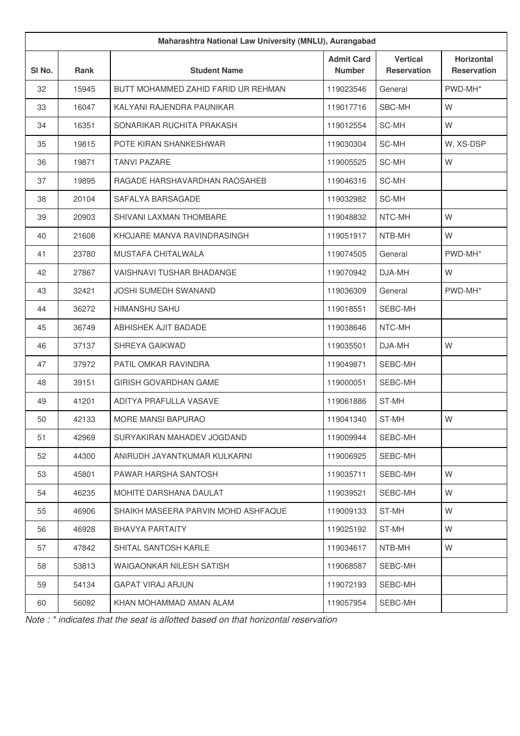| Maharashtra National Law University (MNLU), Aurangabad | | | | | |
|---|---|---|---|---|---|
| Sl No. | Rank | Student Name | Admit Card Number | Vertical Reservation | Horizontal Reservation |
| 32 | 15945 | BUTT MOHAMMED ZAHID FARID UR REHMAN | 119023546 | General | PWD-MH* |
| 33 | 16047 | KALYANI RAJENDRA PAUNIKAR | 119017716 | SBC-MH | W |
| 34 | 16351 | SONARIKAR RUCHITA PRAKASH | 119012554 | SC-MH | W |
| 35 | 19815 | POTE KIRAN SHANKESHWAR | 119030304 | SC-MH | W, XS-DSP |
| 36 | 19871 | TANVI PAZARE | 119005525 | SC-MH | W |
| 37 | 19895 | RAGADE HARSHAVARDHAN RAOSAHEB | 119046316 | SC-MH | |
| 38 | 20104 | SAFALYA BARSAGADE | 119032982 | SC-MH | |
| 39 | 20903 | SHIVANI LAXMAN THOMBARE | 119048832 | NTC-MH | W |
| 40 | 21608 | KHOJARE MANVA RAVINDRASINGH | 119051917 | NTB-MH | W |
| 41 | 23780 | MUSTAFA CHITALWALA | 119074505 | General | PWD-MH* |
| 42 | 27867 | VAISHNAVI TUSHAR BHADANGE | 119070942 | DJA-MH | W |
| 43 | 32421 | JOSHI SUMEDH SWANAND | 119036309 | General | PWD-MH* |
| 44 | 36272 | HIMANSHU SAHU | 119018551 | SEBC-MH | |
| 45 | 36749 | ABHISHEK AJIT BADADE | 119038646 | NTC-MH | |
| 46 | 37137 | SHREYA GAIKWAD | 119035501 | DJA-MH | W |
| 47 | 37972 | PATIL OMKAR RAVINDRA | 119049871 | SEBC-MH | |
| 48 | 39151 | GIRISH GOVARDHAN GAME | 119000051 | SEBC-MH | |
| 49 | 41201 | ADITYA PRAFULLA VASAVE | 119061886 | ST-MH | |
| 50 | 42133 | MORE MANSI BAPURAO | 119041340 | ST-MH | W |
| 51 | 42969 | SURYAKIRAN MAHADEV JOGDAND | 119009944 | SEBC-MH | |
| 52 | 44300 | ANIRUDH JAYANTKUMAR KULKARNI | 119006925 | SEBC-MH | |
| 53 | 45801 | PAWAR HARSHA SANTOSH | 119035711 | SEBC-MH | W |
| 54 | 46235 | MOHITE DARSHANA DAULAT | 119039521 | SEBC-MH | W |
| 55 | 46906 | SHAIKH MASEERA PARVIN MOHD ASHFAQUE | 119009133 | ST-MH | W |
| 56 | 46928 | BHAVYA PARTAITY | 119025192 | ST-MH | W |
| 57 | 47842 | SHITAL SANTOSH KARLE | 119034617 | NTB-MH | W |
| 58 | 53813 | WAIGAONKAR NILESH SATISH | 119068587 | SEBC-MH | |
| 59 | 54134 | GAPAT VIRAJ ARJUN | 119072193 | SEBC-MH | |
| 60 | 56092 | KHAN MOHAMMAD AMAN ALAM | 119057954 | SEBC-MH | |

*Note : * indicates that the seat is allotted based on that horizontal reservation*